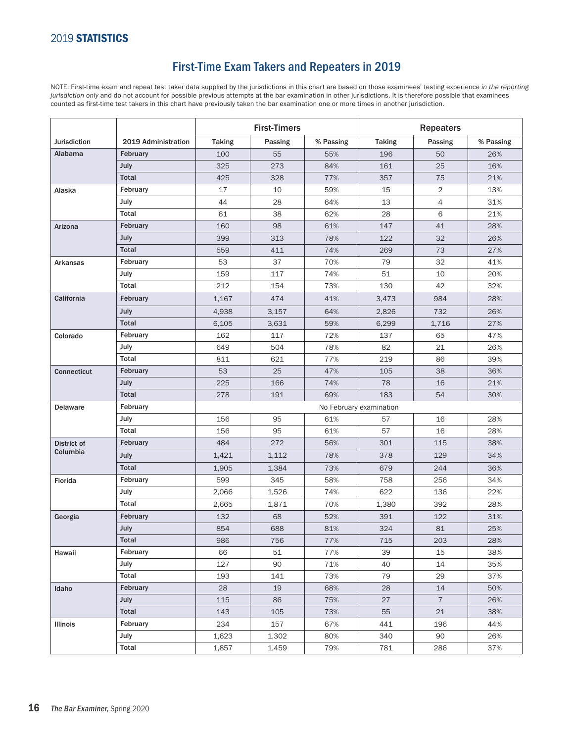## 2019 **STATISTICS**

# First-Time Exam Takers and Repeaters in 2019

NOTE: First-time exam and repeat test taker data supplied by the jurisdictions in this chart are based on those examinees' testing experience *in the reporting jurisdiction only* and do not account for possible previous attempts at the bar examination in other jurisdictions. It is therefore possible that examinees counted as first-time test takers in this chart have previously taken the bar examination one or more times in another jurisdiction.

| | | First-Timers | | | Repeaters | | |
|---|---|---|---|---|---|---|---|
| **Jurisdiction** | **2019 Administration** | **Taking** | **Passing** | **% Passing** | **Taking** | **Passing** | **% Passing** |
| **Alabama** | **February** | 100 | 55 | 55% | 196 | 50 | 26% |
| | **July** | 325 | 273 | 84% | 161 | 25 | 16% |
| | **Total** | 425 | 328 | 77% | 357 | 75 | 21% |
| **Alaska** | **February** | 17 | 10 | 59% | 15 | 2 | 13% |
| | **July** | 44 | 28 | 64% | 13 | 4 | 31% |
| | **Total** | 61 | 38 | 62% | 28 | 6 | 21% |
| **Arizona** | **February** | 160 | 98 | 61% | 147 | 41 | 28% |
| | **July** | 399 | 313 | 78% | 122 | 32 | 26% |
| | **Total** | 559 | 411 | 74% | 269 | 73 | 27% |
| **Arkansas** | **February** | 53 | 37 | 70% | 79 | 32 | 41% |
| | **July** | 159 | 117 | 74% | 51 | 10 | 20% |
| | **Total** | 212 | 154 | 73% | 130 | 42 | 32% |
| **California** | **February** | 1,167 | 474 | 41% | 3,473 | 984 | 28% |
| | **July** | 4,938 | 3,157 | 64% | 2,826 | 732 | 26% |
| | **Total** | 6,105 | 3,631 | 59% | 6,299 | 1,716 | 27% |
| **Colorado** | **February** | 162 | 117 | 72% | 137 | 65 | 47% |
| | **July** | 649 | 504 | 78% | 82 | 21 | 26% |
| | **Total** | 811 | 621 | 77% | 219 | 86 | 39% |
| **Connecticut** | **February** | 53 | 25 | 47% | 105 | 38 | 36% |
| | **July** | 225 | 166 | 74% | 78 | 16 | 21% |
| | **Total** | 278 | 191 | 69% | 183 | 54 | 30% |
| **Delaware** | **February** | No February examination | | | | | |
| | **July** | 156 | 95 | 61% | 57 | 16 | 28% |
| | **Total** | 156 | 95 | 61% | 57 | 16 | 28% |
| **District of Columbia** | **February** | 484 | 272 | 56% | 301 | 115 | 38% |
| | **July** | 1,421 | 1,112 | 78% | 378 | 129 | 34% |
| | **Total** | 1,905 | 1,384 | 73% | 679 | 244 | 36% |
| **Florida** | **February** | 599 | 345 | 58% | 758 | 256 | 34% |
| | **July** | 2,066 | 1,526 | 74% | 622 | 136 | 22% |
| | **Total** | 2,665 | 1,871 | 70% | 1,380 | 392 | 28% |
| **Georgia** | **February** | 132 | 68 | 52% | 391 | 122 | 31% |
| | **July** | 854 | 688 | 81% | 324 | 81 | 25% |
| | **Total** | 986 | 756 | 77% | 715 | 203 | 28% |
| **Hawaii** | **February** | 66 | 51 | 77% | 39 | 15 | 38% |
| | **July** | 127 | 90 | 71% | 40 | 14 | 35% |
| | **Total** | 193 | 141 | 73% | 79 | 29 | 37% |
| **Idaho** | **February** | 28 | 19 | 68% | 28 | 14 | 50% |
| | **July** | 115 | 86 | 75% | 27 | 7 | 26% |
| | **Total** | 143 | 105 | 73% | 55 | 21 | 38% |
| **Illinois** | **February** | 234 | 157 | 67% | 441 | 196 | 44% |
| | **July** | 1,623 | 1,302 | 80% | 340 | 90 | 26% |
| | **Total** | 1,857 | 1,459 | 79% | 781 | 286 | 37% |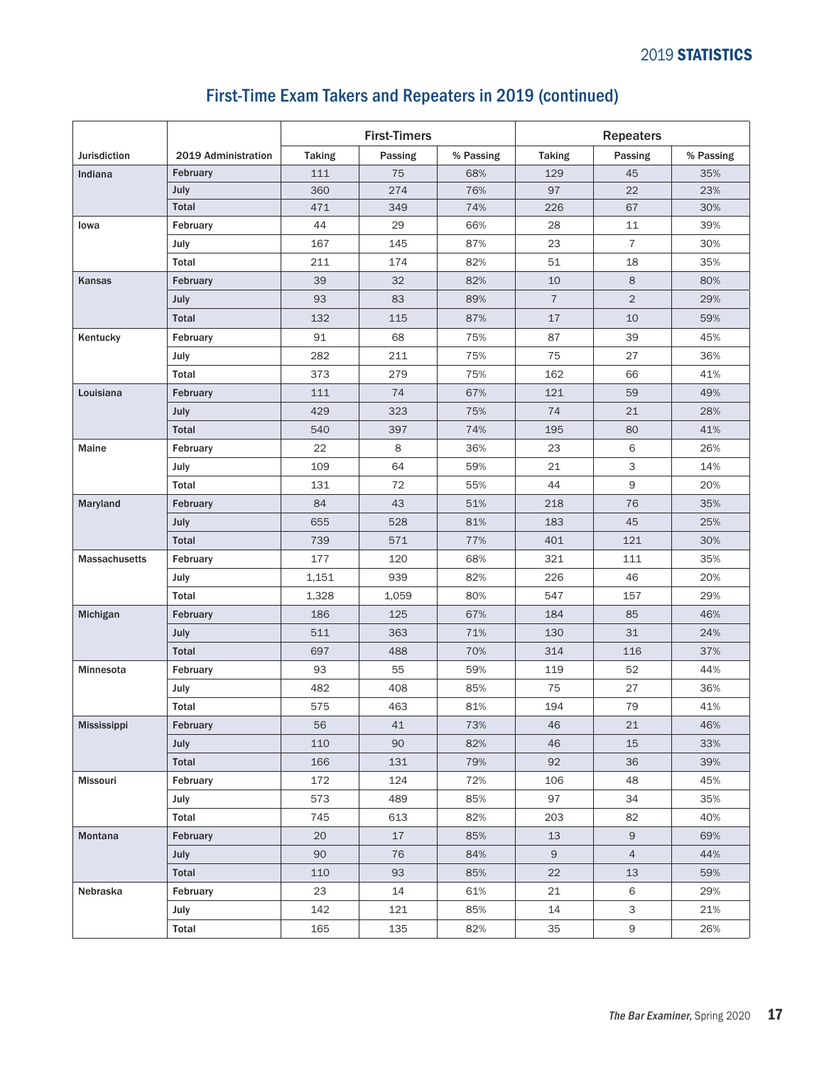## First-Time Exam Takers and Repeaters in 2019 (continued)

| Jurisdiction | 2019 Administration | First-Timers | | | Repeaters | | |
|---|---|---|---|---|---|---|---|
| | | Taking | Passing | % Passing | Taking | Passing | % Passing |
| Indiana | February | 111 | 75 | 68% | 129 | 45 | 35% |
| | July | 360 | 274 | 76% | 97 | 22 | 23% |
| | Total | 471 | 349 | 74% | 226 | 67 | 30% |
| Iowa | February | 44 | 29 | 66% | 28 | 11 | 39% |
| | July | 167 | 145 | 87% | 23 | 7 | 30% |
| | Total | 211 | 174 | 82% | 51 | 18 | 35% |
| Kansas | February | 39 | 32 | 82% | 10 | 8 | 80% |
| | July | 93 | 83 | 89% | 7 | 2 | 29% |
| | Total | 132 | 115 | 87% | 17 | 10 | 59% |
| Kentucky | February | 91 | 68 | 75% | 87 | 39 | 45% |
| | July | 282 | 211 | 75% | 75 | 27 | 36% |
| | Total | 373 | 279 | 75% | 162 | 66 | 41% |
| Louisiana | February | 111 | 74 | 67% | 121 | 59 | 49% |
| | July | 429 | 323 | 75% | 74 | 21 | 28% |
| | Total | 540 | 397 | 74% | 195 | 80 | 41% |
| Maine | February | 22 | 8 | 36% | 23 | 6 | 26% |
| | July | 109 | 64 | 59% | 21 | 3 | 14% |
| | Total | 131 | 72 | 55% | 44 | 9 | 20% |
| Maryland | February | 84 | 43 | 51% | 218 | 76 | 35% |
| | July | 655 | 528 | 81% | 183 | 45 | 25% |
| | Total | 739 | 571 | 77% | 401 | 121 | 30% |
| Massachusetts | February | 177 | 120 | 68% | 321 | 111 | 35% |
| | July | 1,151 | 939 | 82% | 226 | 46 | 20% |
| | Total | 1,328 | 1,059 | 80% | 547 | 157 | 29% |
| Michigan | February | 186 | 125 | 67% | 184 | 85 | 46% |
| | July | 511 | 363 | 71% | 130 | 31 | 24% |
| | Total | 697 | 488 | 70% | 314 | 116 | 37% |
| Minnesota | February | 93 | 55 | 59% | 119 | 52 | 44% |
| | July | 482 | 408 | 85% | 75 | 27 | 36% |
| | Total | 575 | 463 | 81% | 194 | 79 | 41% |
| Mississippi | February | 56 | 41 | 73% | 46 | 21 | 46% |
| | July | 110 | 90 | 82% | 46 | 15 | 33% |
| | Total | 166 | 131 | 79% | 92 | 36 | 39% |
| Missouri | February | 172 | 124 | 72% | 106 | 48 | 45% |
| | July | 573 | 489 | 85% | 97 | 34 | 35% |
| | Total | 745 | 613 | 82% | 203 | 82 | 40% |
| Montana | February | 20 | 17 | 85% | 13 | 9 | 69% |
| | July | 90 | 76 | 84% | 9 | 4 | 44% |
| | Total | 110 | 93 | 85% | 22 | 13 | 59% |
| Nebraska | February | 23 | 14 | 61% | 21 | 6 | 29% |
| | July | 142 | 121 | 85% | 14 | 3 | 21% |
| | Total | 165 | 135 | 82% | 35 | 9 | 26% |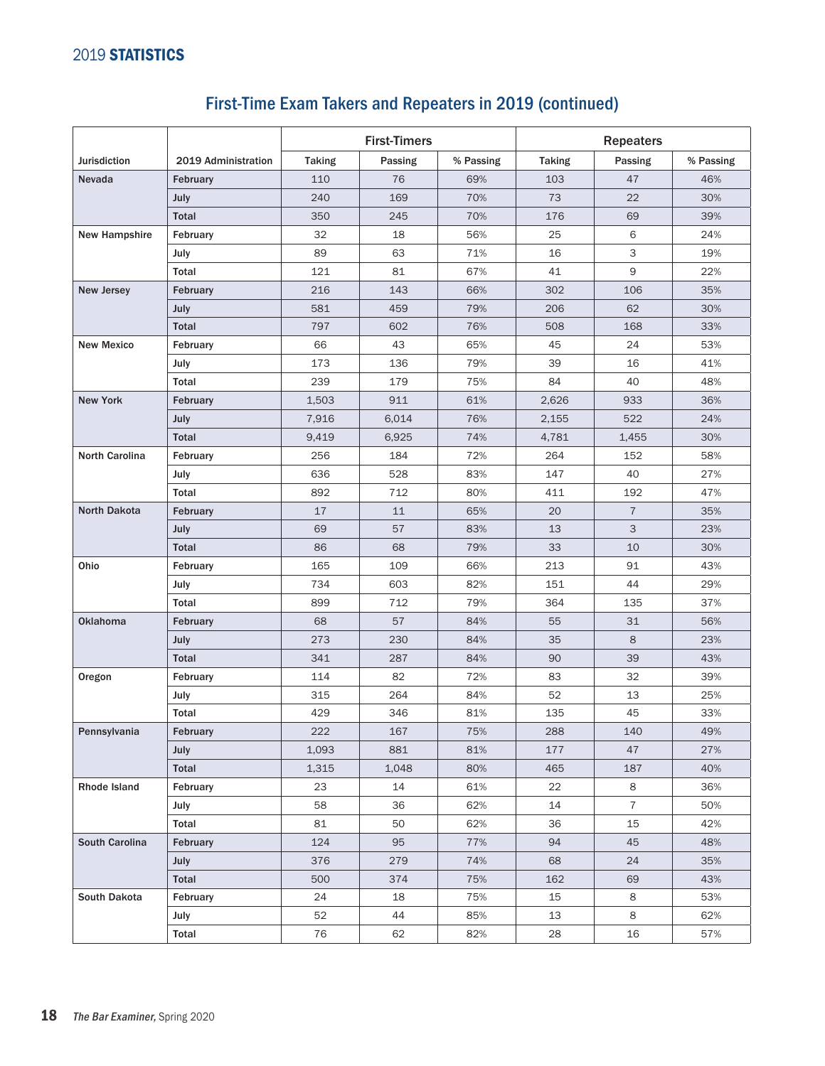## First-Time Exam Takers and Repeaters in 2019 (continued)

| Jurisdiction | 2019 Administration | First-Timers | | | Repeaters | | |
|---|---|---|---|---|---|---|---|
| | | Taking | Passing | % Passing | Taking | Passing | % Passing |
| Nevada | February | 110 | 76 | 69% | 103 | 47 | 46% |
| | July | 240 | 169 | 70% | 73 | 22 | 30% |
| | Total | 350 | 245 | 70% | 176 | 69 | 39% |
| New Hampshire | February | 32 | 18 | 56% | 25 | 6 | 24% |
| | July | 89 | 63 | 71% | 16 | 3 | 19% |
| | Total | 121 | 81 | 67% | 41 | 9 | 22% |
| New Jersey | February | 216 | 143 | 66% | 302 | 106 | 35% |
| | July | 581 | 459 | 79% | 206 | 62 | 30% |
| | Total | 797 | 602 | 76% | 508 | 168 | 33% |
| New Mexico | February | 66 | 43 | 65% | 45 | 24 | 53% |
| | July | 173 | 136 | 79% | 39 | 16 | 41% |
| | Total | 239 | 179 | 75% | 84 | 40 | 48% |
| New York | February | 1,503 | 911 | 61% | 2,626 | 933 | 36% |
| | July | 7,916 | 6,014 | 76% | 2,155 | 522 | 24% |
| | Total | 9,419 | 6,925 | 74% | 4,781 | 1,455 | 30% |
| North Carolina | February | 256 | 184 | 72% | 264 | 152 | 58% |
| | July | 636 | 528 | 83% | 147 | 40 | 27% |
| | Total | 892 | 712 | 80% | 411 | 192 | 47% |
| North Dakota | February | 17 | 11 | 65% | 20 | 7 | 35% |
| | July | 69 | 57 | 83% | 13 | 3 | 23% |
| | Total | 86 | 68 | 79% | 33 | 10 | 30% |
| Ohio | February | 165 | 109 | 66% | 213 | 91 | 43% |
| | July | 734 | 603 | 82% | 151 | 44 | 29% |
| | Total | 899 | 712 | 79% | 364 | 135 | 37% |
| Oklahoma | February | 68 | 57 | 84% | 55 | 31 | 56% |
| | July | 273 | 230 | 84% | 35 | 8 | 23% |
| | Total | 341 | 287 | 84% | 90 | 39 | 43% |
| Oregon | February | 114 | 82 | 72% | 83 | 32 | 39% |
| | July | 315 | 264 | 84% | 52 | 13 | 25% |
| | Total | 429 | 346 | 81% | 135 | 45 | 33% |
| Pennsylvania | February | 222 | 167 | 75% | 288 | 140 | 49% |
| | July | 1,093 | 881 | 81% | 177 | 47 | 27% |
| | Total | 1,315 | 1,048 | 80% | 465 | 187 | 40% |
| Rhode Island | February | 23 | 14 | 61% | 22 | 8 | 36% |
| | July | 58 | 36 | 62% | 14 | 7 | 50% |
| | Total | 81 | 50 | 62% | 36 | 15 | 42% |
| South Carolina | February | 124 | 95 | 77% | 94 | 45 | 48% |
| | July | 376 | 279 | 74% | 68 | 24 | 35% |
| | Total | 500 | 374 | 75% | 162 | 69 | 43% |
| South Dakota | February | 24 | 18 | 75% | 15 | 8 | 53% |
| | July | 52 | 44 | 85% | 13 | 8 | 62% |
| | Total | 76 | 62 | 82% | 28 | 16 | 57% |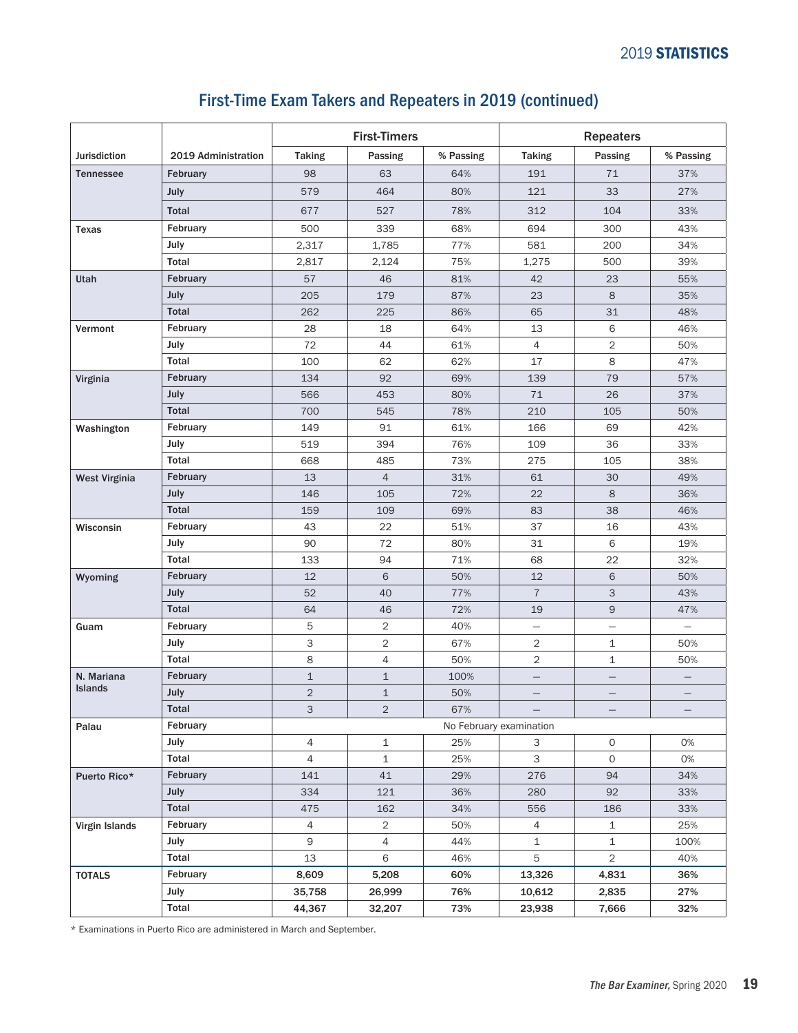## First-Time Exam Takers and Repeaters in 2019 (continued)

| Jurisdiction | 2019 Administration | First-Timers | | | Repeaters | | |
|---|---|---|---|---|---|---|---|
| | | Taking | Passing | % Passing | Taking | Passing | % Passing |
| Tennessee | February | 98 | 63 | 64% | 191 | 71 | 37% |
| | July | 579 | 464 | 80% | 121 | 33 | 27% |
| | Total | 677 | 527 | 78% | 312 | 104 | 33% |
| Texas | February | 500 | 339 | 68% | 694 | 300 | 43% |
| | July | 2,317 | 1,785 | 77% | 581 | 200 | 34% |
| | Total | 2,817 | 2,124 | 75% | 1,275 | 500 | 39% |
| Utah | February | 57 | 46 | 81% | 42 | 23 | 55% |
| | July | 205 | 179 | 87% | 23 | 8 | 35% |
| | Total | 262 | 225 | 86% | 65 | 31 | 48% |
| Vermont | February | 28 | 18 | 64% | 13 | 6 | 46% |
| | July | 72 | 44 | 61% | 4 | 2 | 50% |
| | Total | 100 | 62 | 62% | 17 | 8 | 47% |
| Virginia | February | 134 | 92 | 69% | 139 | 79 | 57% |
| | July | 566 | 453 | 80% | 71 | 26 | 37% |
| | Total | 700 | 545 | 78% | 210 | 105 | 50% |
| Washington | February | 149 | 91 | 61% | 166 | 69 | 42% |
| | July | 519 | 394 | 76% | 109 | 36 | 33% |
| | Total | 668 | 485 | 73% | 275 | 105 | 38% |
| West Virginia | February | 13 | 4 | 31% | 61 | 30 | 49% |
| | July | 146 | 105 | 72% | 22 | 8 | 36% |
| | Total | 159 | 109 | 69% | 83 | 38 | 46% |
| Wisconsin | February | 43 | 22 | 51% | 37 | 16 | 43% |
| | July | 90 | 72 | 80% | 31 | 6 | 19% |
| | Total | 133 | 94 | 71% | 68 | 22 | 32% |
| Wyoming | February | 12 | 6 | 50% | 12 | 6 | 50% |
| | July | 52 | 40 | 77% | 7 | 3 | 43% |
| | Total | 64 | 46 | 72% | 19 | 9 | 47% |
| Guam | February | 5 | 2 | 40% | — | — | — |
| | July | 3 | 2 | 67% | 2 | 1 | 50% |
| | Total | 8 | 4 | 50% | 2 | 1 | 50% |
| N. Mariana Islands | February | 1 | 1 | 100% | — | — | — |
| | July | 2 | 1 | 50% | — | — | — |
| | Total | 3 | 2 | 67% | — | — | — |
| Palau | February | No February examination | | | | | |
| | July | 4 | 1 | 25% | 3 | 0 | 0% |
| | Total | 4 | 1 | 25% | 3 | 0 | 0% |
| Puerto Rico* | February | 141 | 41 | 29% | 276 | 94 | 34% |
| | July | 334 | 121 | 36% | 280 | 92 | 33% |
| | Total | 475 | 162 | 34% | 556 | 186 | 33% |
| Virgin Islands | February | 4 | 2 | 50% | 4 | 1 | 25% |
| | July | 9 | 4 | 44% | 1 | 1 | 100% |
| | Total | 13 | 6 | 46% | 5 | 2 | 40% |
| **TOTALS** | February | **8,609** | **5,208** | **60%** | **13,326** | **4,831** | **36%** |
| | July | **35,758** | **26,999** | **76%** | **10,612** | **2,835** | **27%** |
| | Total | **44,367** | **32,207** | **73%** | **23,938** | **7,666** | **32%** |

\* Examinations in Puerto Rico are administered in March and September.